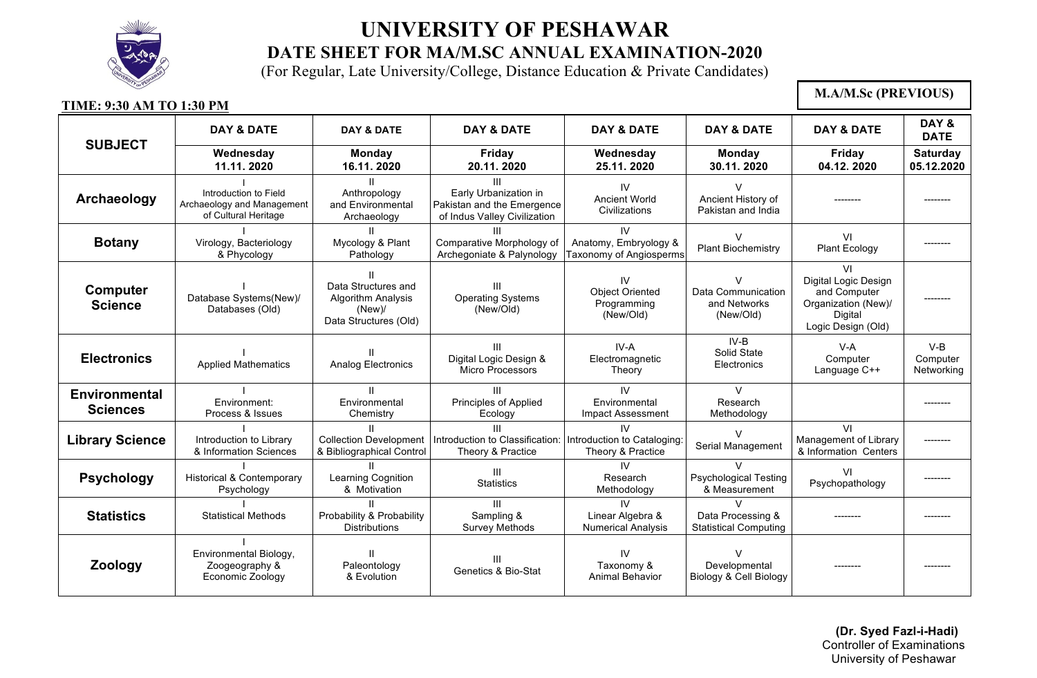# UNIVERSITY OF PESHAWAR

## DATE SHEET FOR MA/M.SC ANNUAL EXAMINATION-2020

(For Regular, Late University/College, Distance Education & Private Candidates)

**M.A/M.Sc (PREVIOUS)**

**TIME: 9:30 AM TO 1:30 PM**

| SUBJECT | DAY & DATE | DAY & DATE | DAY & DATE | DAY & DATE | DAY & DATE | DAY & DATE | DAY & DATE |
|---|---|---|---|---|---|---|---|
| | **Wednesday 11.11. 2020** | **Monday 16.11. 2020** | **Friday 20.11. 2020** | **Wednesday 25.11. 2020** | **Monday 30.11. 2020** | **Friday 04.12. 2020** | **Saturday 05.12.2020** |
| **Archaeology** | I Introduction to Field Archaeology and Management of Cultural Heritage | II Anthropology and Environmental Archaeology | III Early Urbanization in Pakistan and the Emergence of Indus Valley Civilization | IV Ancient World Civilizations | V Ancient History of Pakistan and India | -------- | -------- |
| **Botany** | I Virology, Bacteriology & Phycology | II Mycology & Plant Pathology | III Comparative Morphology of Archegoniate & Palynology | IV Anatomy, Embryology & Taxonomy of Angiosperms | V Plant Biochemistry | VI Plant Ecology | -------- |
| **Computer Science** | I Database Systems(New)/ Databases (Old) | II Data Structures and Algorithm Analysis (New)/ Data Structures (Old) | III Operating Systems (New/Old) | IV Object Oriented Programming (New/Old) | V Data Communication and Networks (New/Old) | VI Digital Logic Design and Computer Organization (New)/ Digital Logic Design (Old) | -------- |
| **Electronics** | I Applied Mathematics | II Analog Electronics | III Digital Logic Design & Micro Processors | IV-A Electromagnetic Theory | IV-B Solid State Electronics | V-A Computer Language C++ | V-B Computer Networking |
| **Environmental Sciences** | I Environment: Process & Issues | II Environmental Chemistry | III Principles of Applied Ecology | IV Environmental Impact Assessment | V Research Methodology | | -------- |
| **Library Science** | I Introduction to Library & Information Sciences | II Collection Development & Bibliographical Control | III Introduction to Classification: Theory & Practice | IV Introduction to Cataloging: Theory & Practice | V Serial Management | VI Management of Library & Information Centers | -------- |
| **Psychology** | I Historical & Contemporary Psychology | II Learning Cognition & Motivation | III Statistics | IV Research Methodology | V Psychological Testing & Measurement | VI Psychopathology | -------- |
| **Statistics** | I Statistical Methods | II Probability & Probability Distributions | III Sampling & Survey Methods | IV Linear Algebra & Numerical Analysis | V Data Processing & Statistical Computing | -------- | -------- |
| **Zoology** | I Environmental Biology, Zoogeography & Economic Zoology | II Paleontology & Evolution | III Genetics & Bio-Stat | IV Taxonomy & Animal Behavior | V Developmental Biology & Cell Biology | -------- | -------- |

**(Dr. Syed Fazl-i-Hadi)**
Controller of Examinations
University of Peshawar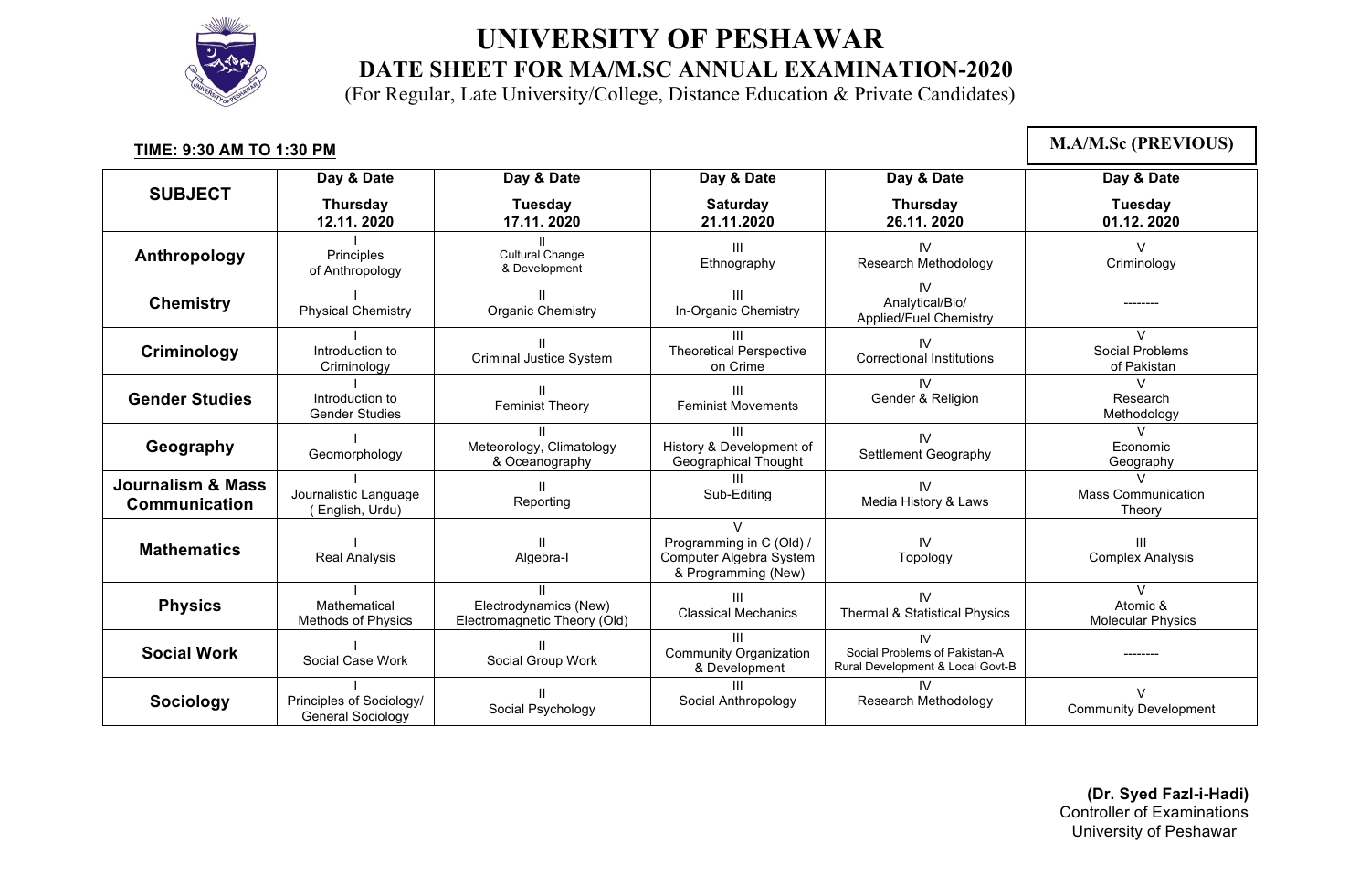# UNIVERSITY OF PESHAWAR

## DATE SHEET FOR MA/M.SC ANNUAL EXAMINATION-2020

(For Regular, Late University/College, Distance Education & Private Candidates)

**TIME: 9:30 AM TO 1:30 PM**

**M.A/M.Sc (PREVIOUS)**

| SUBJECT | Day & Date<br>**Thursday 12.11. 2020** | Day & Date<br>**Tuesday 17.11. 2020** | Day & Date<br>**Saturday 21.11.2020** | Day & Date<br>**Thursday 26.11. 2020** | Day & Date<br>**Tuesday 01.12. 2020** |
|---|---|---|---|---|---|
| **Anthropology** | I<br>Principles of Anthropology | II<br>Cultural Change & Development | III<br>Ethnography | IV<br>Research Methodology | V<br>Criminology |
| **Chemistry** | I<br>Physical Chemistry | II<br>Organic Chemistry | III<br>In-Organic Chemistry | IV<br>Analytical/Bio/ Applied/Fuel Chemistry | -------- |
| **Criminology** | I<br>Introduction to Criminology | II<br>Criminal Justice System | III<br>Theoretical Perspective on Crime | IV<br>Correctional Institutions | V<br>Social Problems of Pakistan |
| **Gender Studies** | I<br>Introduction to Gender Studies | II<br>Feminist Theory | III<br>Feminist Movements | IV<br>Gender & Religion | V<br>Research Methodology |
| **Geography** | I<br>Geomorphology | II<br>Meteorology, Climatology & Oceanography | III<br>History & Development of Geographical Thought | IV<br>Settlement Geography | V<br>Economic Geography |
| **Journalism & Mass Communication** | I<br>Journalistic Language ( English, Urdu) | II<br>Reporting | III<br>Sub-Editing | IV<br>Media History & Laws | V<br>Mass Communication Theory |
| **Mathematics** | I<br>Real Analysis | II<br>Algebra-I | V<br>Programming in C (Old) / Computer Algebra System & Programming (New) | IV<br>Topology | III<br>Complex Analysis |
| **Physics** | I<br>Mathematical Methods of Physics | II<br>Electrodynamics (New) Electromagnetic Theory (Old) | III<br>Classical Mechanics | IV<br>Thermal & Statistical Physics | V<br>Atomic & Molecular Physics |
| **Social Work** | I<br>Social Case Work | II<br>Social Group Work | III<br>Community Organization & Development | IV<br>Social Problems of Pakistan-A Rural Development & Local Govt-B | -------- |
| **Sociology** | I<br>Principles of Sociology/ General Sociology | II<br>Social Psychology | III<br>Social Anthropology | IV<br>Research Methodology | V<br>Community Development |

**(Dr. Syed Fazl-i-Hadi)**
Controller of Examinations
University of Peshawar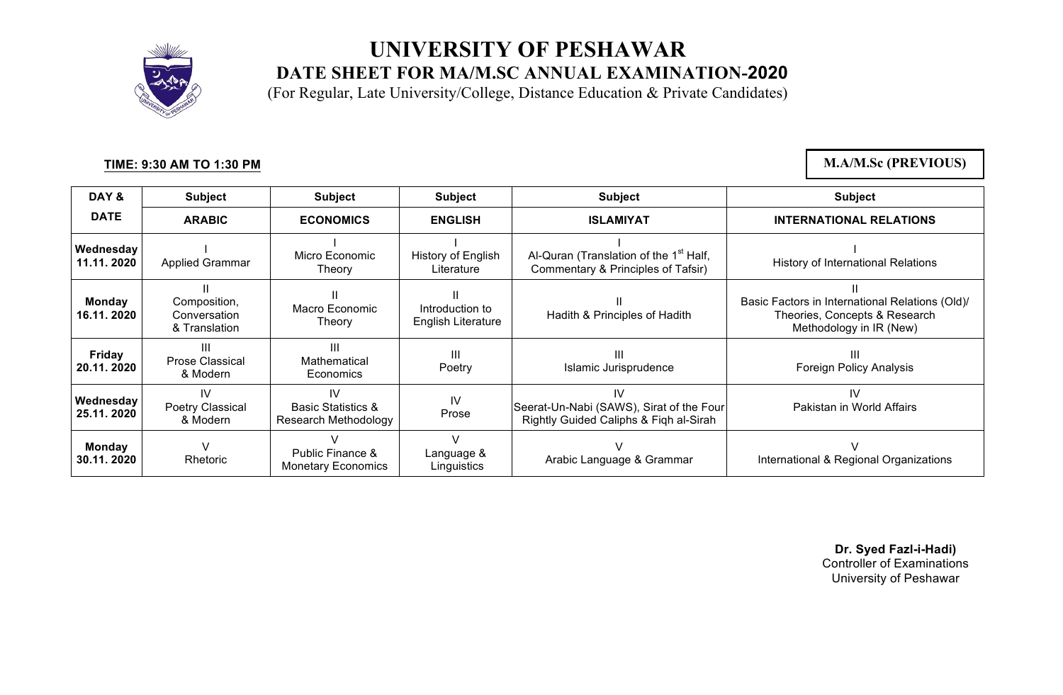# UNIVERSITY OF PESHAWAR

## DATE SHEET FOR MA/M.SC ANNUAL EXAMINATION-2020

(For Regular, Late University/College, Distance Education & Private Candidates)

**TIME: 9:30 AM TO 1:30 PM**

**M.A/M.Sc (PREVIOUS)**

| DAY & DATE | Subject | Subject | Subject | Subject | Subject |
|---|---|---|---|---|---|
| | **ARABIC** | **ECONOMICS** | **ENGLISH** | **ISLAMIYAT** | **INTERNATIONAL RELATIONS** |
| **Wednesday 11.11. 2020** | I Applied Grammar | I Micro Economic Theory | I History of English Literature | I Al-Quran (Translation of the 1st Half, Commentary & Principles of Tafsir) | I History of International Relations |
| **Monday 16.11. 2020** | II Composition, Conversation & Translation | II Macro Economic Theory | II Introduction to English Literature | II Hadith & Principles of Hadith | II Basic Factors in International Relations (Old)/ Theories, Concepts & Research Methodology in IR (New) |
| **Friday 20.11. 2020** | III Prose Classical & Modern | III Mathematical Economics | III Poetry | III Islamic Jurisprudence | III Foreign Policy Analysis |
| **Wednesday 25.11. 2020** | IV Poetry Classical & Modern | IV Basic Statistics & Research Methodology | IV Prose | IV Seerat-Un-Nabi (SAWS), Sirat of the Four Rightly Guided Caliphs & Fiqh al-Sirah | IV Pakistan in World Affairs |
| **Monday 30.11. 2020** | V Rhetoric | V Public Finance & Monetary Economics | V Language & Linguistics | V Arabic Language & Grammar | V International & Regional Organizations |

**Dr. Syed Fazl-i-Hadi)**
Controller of Examinations
University of Peshawar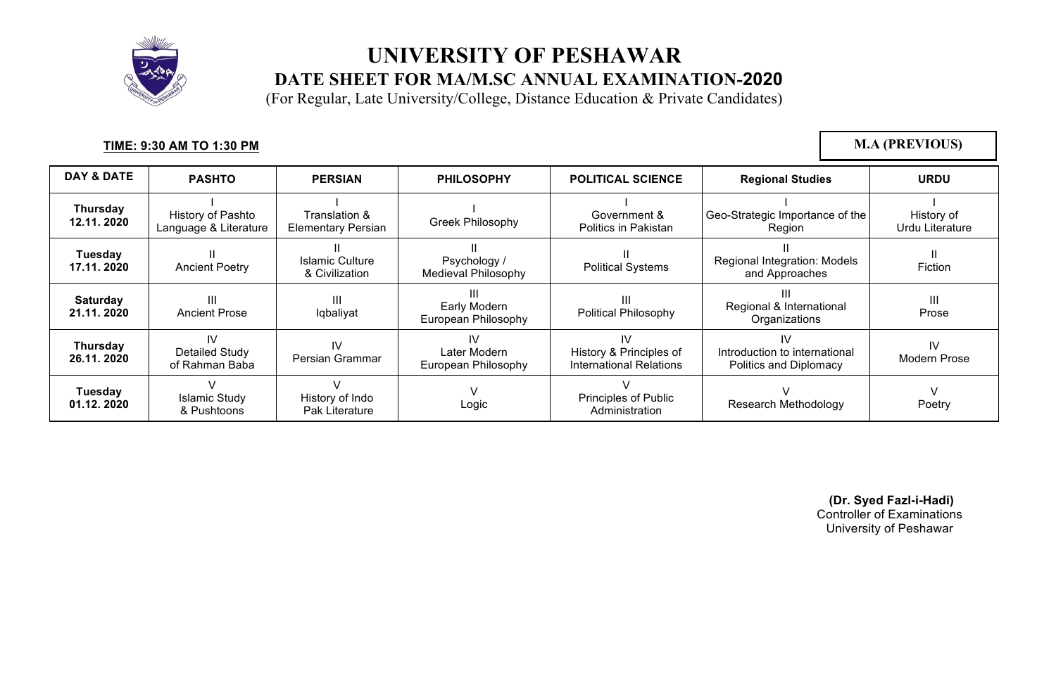# UNIVERSITY OF PESHAWAR

## DATE SHEET FOR MA/M.SC ANNUAL EXAMINATION-2020

(For Regular, Late University/College, Distance Education & Private Candidates)

**TIME: 9:30 AM TO 1:30 PM**

**M.A (PREVIOUS)**

| DAY & DATE | PASHTO | PERSIAN | PHILOSOPHY | POLITICAL SCIENCE | Regional Studies | URDU |
|---|---|---|---|---|---|---|
| **Thursday 12.11. 2020** | I History of Pashto Language & Literature | I Translation & Elementary Persian | I Greek Philosophy | I Government & Politics in Pakistan | I Geo-Strategic Importance of the Region | I History of Urdu Literature |
| **Tuesday 17.11. 2020** | II Ancient Poetry | II Islamic Culture & Civilization | II Psychology / Medieval Philosophy | II Political Systems | II Regional Integration: Models and Approaches | II Fiction |
| **Saturday 21.11. 2020** | III Ancient Prose | III Iqbaliyat | III Early Modern European Philosophy | III Political Philosophy | III Regional & International Organizations | III Prose |
| **Thursday 26.11. 2020** | IV Detailed Study of Rahman Baba | IV Persian Grammar | IV Later Modern European Philosophy | IV History & Principles of International Relations | IV Introduction to international Politics and Diplomacy | IV Modern Prose |
| **Tuesday 01.12. 2020** | V Islamic Study & Pushtoons | V History of Indo Pak Literature | V Logic | V Principles of Public Administration | V Research Methodology | V Poetry |

**(Dr. Syed Fazl-i-Hadi)**
Controller of Examinations
University of Peshawar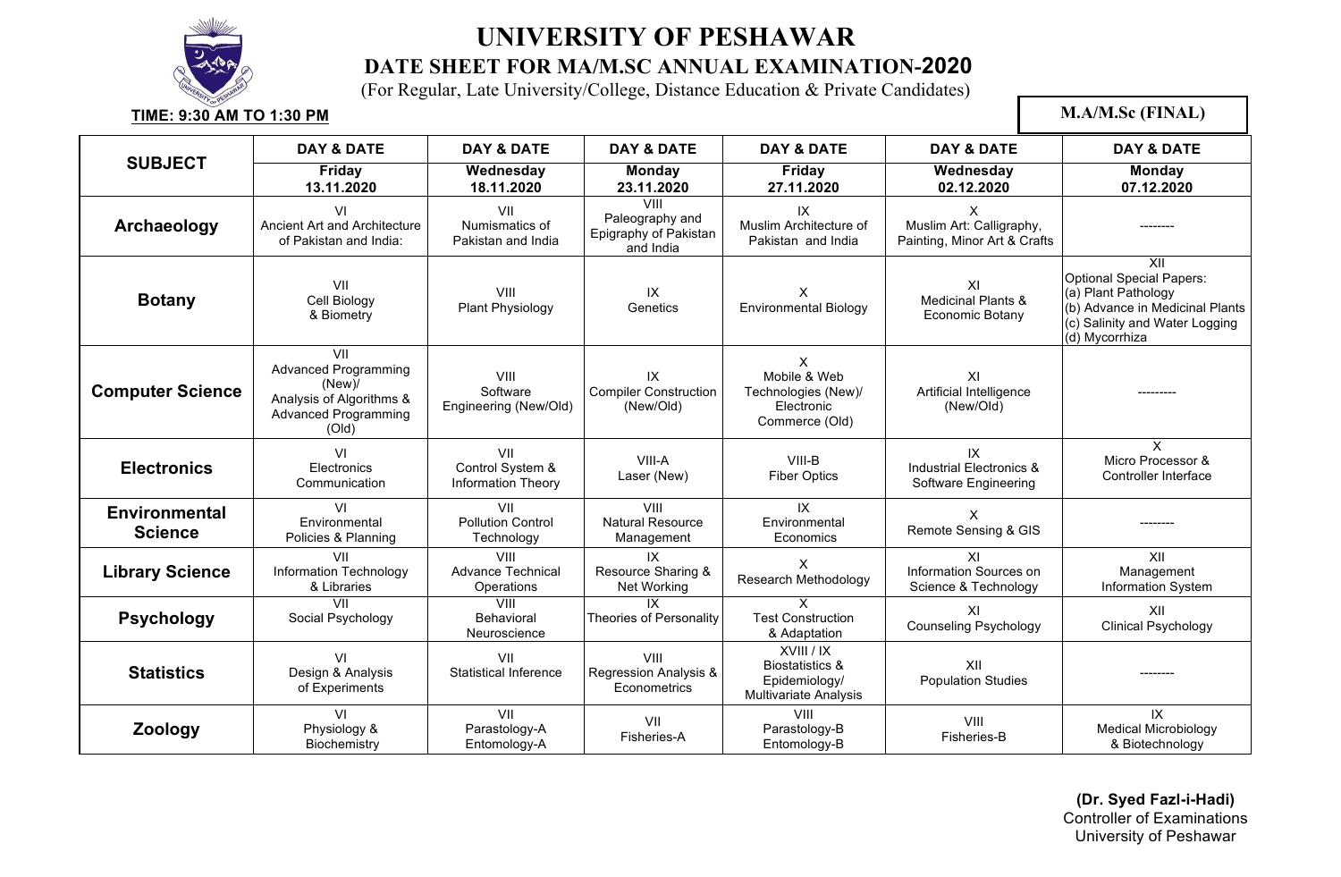# UNIVERSITY OF PESHAWAR

## DATE SHEET FOR MA/M.SC ANNUAL EXAMINATION-2020

(For Regular, Late University/College, Distance Education & Private Candidates)

**TIME: 9:30 AM TO 1:30 PM**

**M.A/M.Sc (FINAL)**

| SUBJECT | DAY & DATE | DAY & DATE | DAY & DATE | DAY & DATE | DAY & DATE | DAY & DATE |
|---|---|---|---|---|---|---|
| | Friday 13.11.2020 | Wednesday 18.11.2020 | Monday 23.11.2020 | Friday 27.11.2020 | Wednesday 02.12.2020 | Monday 07.12.2020 |
| **Archaeology** | VI Ancient Art and Architecture of Pakistan and India: | VII Numismatics of Pakistan and India | VIII Paleography and Epigraphy of Pakistan and India | IX Muslim Architecture of Pakistan and India | X Muslim Art: Calligraphy, Painting, Minor Art & Crafts | -------- |
| **Botany** | VII Cell Biology & Biometry | VIII Plant Physiology | IX Genetics | X Environmental Biology | XI Medicinal Plants & Economic Botany | XII Optional Special Papers: (a) Plant Pathology (b) Advance in Medicinal Plants (c) Salinity and Water Logging (d) Mycorrhiza |
| **Computer Science** | VII Advanced Programming (New)/ Analysis of Algorithms & Advanced Programming (Old) | VIII Software Engineering (New/Old) | IX Compiler Construction (New/Old) | X Mobile & Web Technologies (New)/ Electronic Commerce (Old) | XI Artificial Intelligence (New/Old) | --------- |
| **Electronics** | VI Electronics Communication | VII Control System & Information Theory | VIII-A Laser (New) | VIII-B Fiber Optics | IX Industrial Electronics & Software Engineering | X Micro Processor & Controller Interface |
| **Environmental Science** | VI Environmental Policies & Planning | VII Pollution Control Technology | VIII Natural Resource Management | IX Environmental Economics | X Remote Sensing & GIS | -------- |
| **Library Science** | VII Information Technology & Libraries | VIII Advance Technical Operations | IX Resource Sharing & Net Working | X Research Methodology | XI Information Sources on Science & Technology | XII Management Information System |
| **Psychology** | VII Social Psychology | VIII Behavioral Neuroscience | IX Theories of Personality | X Test Construction & Adaptation | XI Counseling Psychology | XII Clinical Psychology |
| **Statistics** | VI Design & Analysis of Experiments | VII Statistical Inference | VIII Regression Analysis & Econometrics | XVIII / IX Biostatistics & Epidemiology/ Multivariate Analysis | XII Population Studies | -------- |
| **Zoology** | VI Physiology & Biochemistry | VII Parastology-A Entomology-A | VII Fisheries-A | VIII Parastology-B Entomology-B | VIII Fisheries-B | IX Medical Microbiology & Biotechnology |

**(Dr. Syed Fazl-i-Hadi)**
Controller of Examinations
University of Peshawar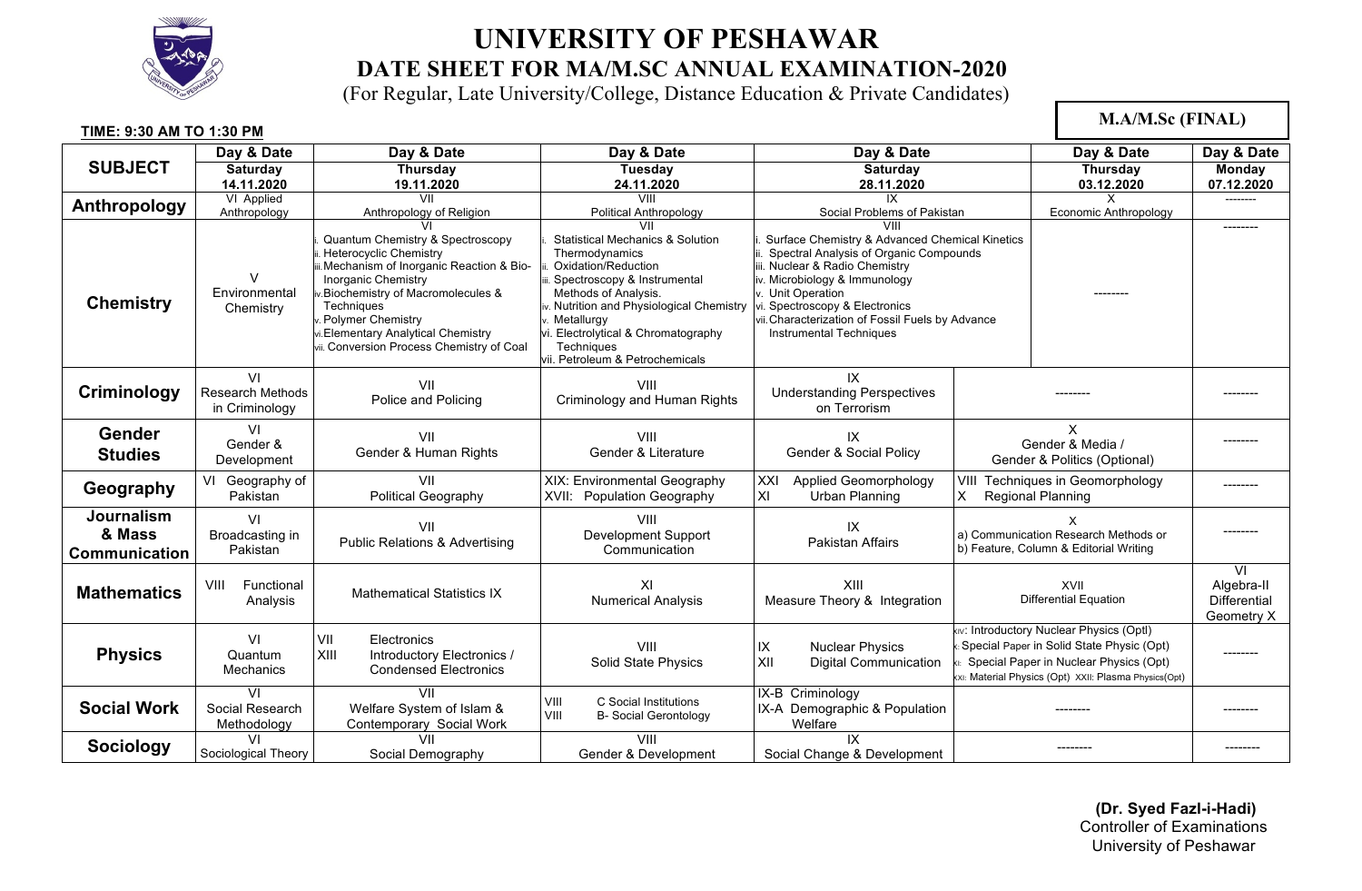# UNIVERSITY OF PESHAWAR

## DATE SHEET FOR MA/M.SC ANNUAL EXAMINATION-2020

(For Regular, Late University/College, Distance Education & Private Candidates)

**TIME: 9:30 AM TO 1:30 PM**

**M.A/M.Sc (FINAL)**

| SUBJECT | Day & Date<br>**Saturday**<br>**14.11.2020** | Day & Date<br>**Thursday**<br>**19.11.2020** | Day & Date<br>**Tuesday**<br>**24.11.2020** | Day & Date<br>**Saturday**<br>**28.11.2020** | Day & Date<br>**Thursday**<br>**03.12.2020** | Day & Date<br>**Monday**<br>**07.12.2020** |
|---|---|---|---|---|---|---|
| **Anthropology** | VI Applied Anthropology | VII<br>Anthropology of Religion | VIII<br>Political Anthropology | IX<br>Social Problems of Pakistan | X<br>Economic Anthropology | -------- |
| **Chemistry** | V<br>Environmental Chemistry | VI<br>i. Quantum Chemistry & Spectroscopy<br>ii. Heterocyclic Chemistry<br>iii. Mechanism of Inorganic Reaction & Bio-Inorganic Chemistry<br>iv. Biochemistry of Macromolecules & Techniques<br>v. Polymer Chemistry<br>vi. Elementary Analytical Chemistry<br>vii. Conversion Process Chemistry of Coal | VII<br>i. Statistical Mechanics & Solution Thermodynamics<br>ii. Oxidation/Reduction<br>iii. Spectroscopy & Instrumental Methods of Analysis.<br>iv. Nutrition and Physiological Chemistry<br>v. Metallurgy<br>vi. Electrolytical & Chromatography Techniques<br>vii. Petroleum & Petrochemicals | VIII<br>i. Surface Chemistry & Advanced Chemical Kinetics<br>ii. Spectral Analysis of Organic Compounds<br>iii. Nuclear & Radio Chemistry<br>iv. Microbiology & Immunology<br>v. Unit Operation<br>vi. Spectroscopy & Electronics<br>vii. Characterization of Fossil Fuels by Advance Instrumental Techniques | -------- | -------- |
| **Criminology** | VI<br>Research Methods in Criminology | VII<br>Police and Policing | VIII<br>Criminology and Human Rights | IX<br>Understanding Perspectives on Terrorism | -------- | -------- |
| **Gender Studies** | VI<br>Gender & Development | VII<br>Gender & Human Rights | VIII<br>Gender & Literature | IX<br>Gender & Social Policy | X<br>Gender & Media /<br>Gender & Politics (Optional) | -------- |
| **Geography** | VI Geography of Pakistan | VII<br>Political Geography | XIX: Environmental Geography<br>XVII: Population Geography | XXI Applied Geomorphology<br>XI Urban Planning | VIII Techniques in Geomorphology<br>X Regional Planning | -------- |
| **Journalism & Mass Communication** | VI<br>Broadcasting in Pakistan | VII<br>Public Relations & Advertising | VIII<br>Development Support Communication | IX<br>Pakistan Affairs | X<br>a) Communication Research Methods or<br>b) Feature, Column & Editorial Writing | -------- |
| **Mathematics** | VIII Functional Analysis | Mathematical Statistics IX | XI<br>Numerical Analysis | XIII<br>Measure Theory & Integration | XVII<br>Differential Equation | VI<br>Algebra-II<br>Differential Geometry X |
| **Physics** | VI<br>Quantum Mechanics | VII Electronics<br>XIII Introductory Electronics / Condensed Electronics | VIII<br>Solid State Physics | IX Nuclear Physics<br>XII Digital Communication | xiv: Introductory Nuclear Physics (Optl)<br>x: Special Paper in Solid State Physic (Opt)<br>xi: Special Paper in Nuclear Physics (Opt)<br>xxi: Material Physics (Opt) XXII: Plasma Physics(Opt) | -------- |
| **Social Work** | VI<br>Social Research Methodology | VII<br>Welfare System of Islam & Contemporary Social Work | VIII C Social Institutions<br>VIII B- Social Gerontology | IX-B Criminology<br>IX-A Demographic & Population Welfare | -------- | -------- |
| **Sociology** | VI<br>Sociological Theory | VII<br>Social Demography | VIII<br>Gender & Development | IX<br>Social Change & Development | -------- | -------- |

**(Dr. Syed Fazl-i-Hadi)**
Controller of Examinations
University of Peshawar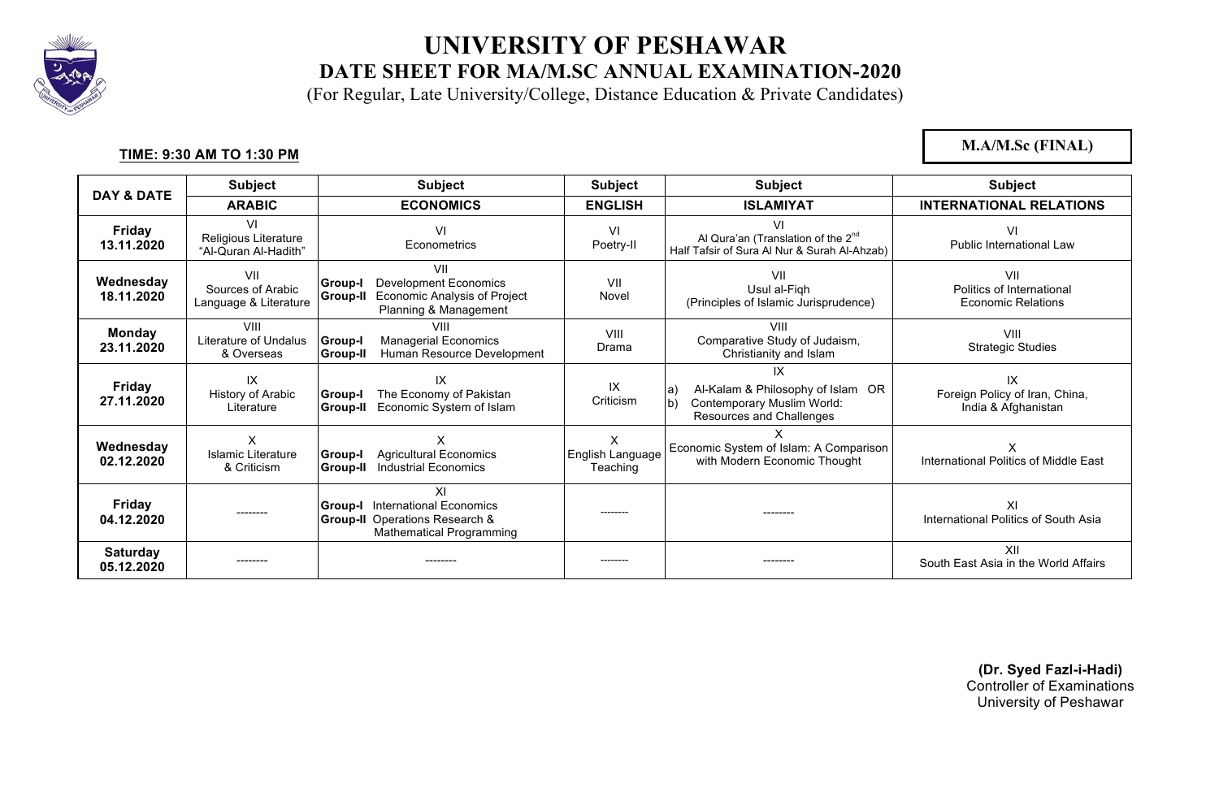# UNIVERSITY OF PESHAWAR

## DATE SHEET FOR MA/M.SC ANNUAL EXAMINATION-2020

(For Regular, Late University/College, Distance Education & Private Candidates)

**TIME: 9:30 AM TO 1:30 PM**

**M.A/M.Sc (FINAL)**

| DAY & DATE | Subject | Subject | Subject | Subject | Subject |
|---|---|---|---|---|---|
| | **ARABIC** | **ECONOMICS** | **ENGLISH** | **ISLAMIYAT** | **INTERNATIONAL RELATIONS** |
| **Friday 13.11.2020** | VI Religious Literature "Al-Quran Al-Hadith" | VI Econometrics | VI Poetry-II | VI Al Qura'an (Translation of the 2nd Half Tafsir of Sura Al Nur & Surah Al-Ahzab) | VI Public International Law |
| **Wednesday 18.11.2020** | VII Sources of Arabic Language & Literature | VII **Group-I** Development Economics **Group-II** Economic Analysis of Project Planning & Management | VII Novel | VII Usul al-Fiqh (Principles of Islamic Jurisprudence) | VII Politics of International Economic Relations |
| **Monday 23.11.2020** | VIII Literature of Undalus & Overseas | VIII **Group-I** Managerial Economics **Group-II** Human Resource Development | VIII Drama | VIII Comparative Study of Judaism, Christianity and Islam | VIII Strategic Studies |
| **Friday 27.11.2020** | IX History of Arabic Literature | IX **Group-I** The Economy of Pakistan **Group-II** Economic System of Islam | IX Criticism | IX a) Al-Kalam & Philosophy of Islam OR b) Contemporary Muslim World: Resources and Challenges | IX Foreign Policy of Iran, China, India & Afghanistan |
| **Wednesday 02.12.2020** | X Islamic Literature & Criticism | X **Group-I** Agricultural Economics **Group-II** Industrial Economics | X English Language Teaching | X Economic System of Islam: A Comparison with Modern Economic Thought | X International Politics of Middle East |
| **Friday 04.12.2020** | -------- | XI **Group-I** International Economics **Group-II** Operations Research & Mathematical Programming | -------- | -------- | XI International Politics of South Asia |
| **Saturday 05.12.2020** | -------- | -------- | -------- | -------- | XII South East Asia in the World Affairs |

**(Dr. Syed Fazl-i-Hadi)**
Controller of Examinations
University of Peshawar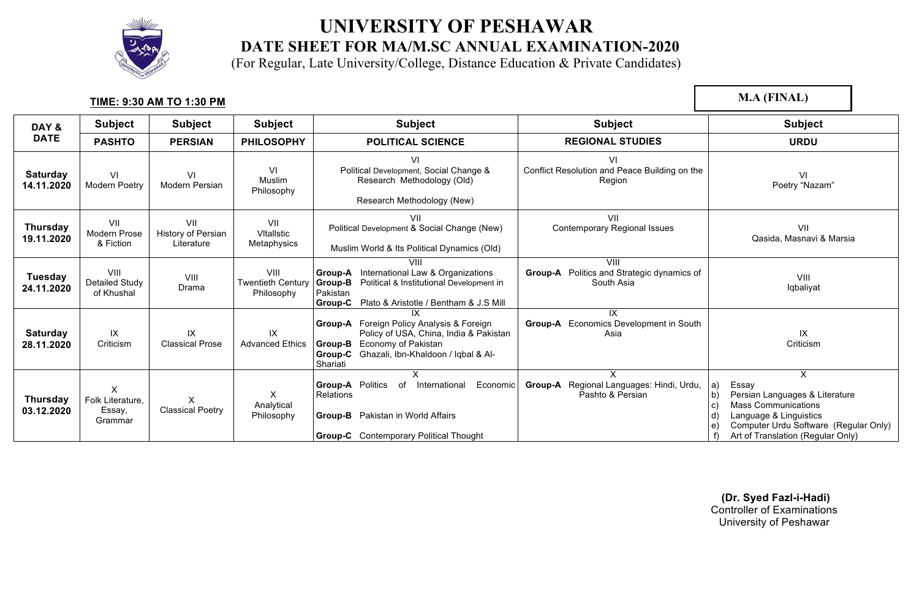# UNIVERSITY OF PESHAWAR

## DATE SHEET FOR MA/M.SC ANNUAL EXAMINATION-2020

(For Regular, Late University/College, Distance Education & Private Candidates)

**TIME: 9:30 AM TO 1:30 PM**

**M.A (FINAL)**

| DAY & DATE | Subject | Subject | Subject | Subject | Subject | Subject |
|---|---|---|---|---|---|---|
| | **PASHTO** | **PERSIAN** | **PHILOSOPHY** | **POLITICAL SCIENCE** | **REGIONAL STUDIES** | **URDU** |
| **Saturday 14.11.2020** | VI Modern Poetry | VI Modern Persian | VI Muslim Philosophy | VI Political Development, Social Change & Research Methodology (Old) <br> Research Methodology (New) | VI Conflict Resolution and Peace Building on the Region | VI Poetry "Nazam" |
| **Thursday 19.11.2020** | VII Modern Prose & Fiction | VII History of Persian Literature | VII VItallstic Metaphysics | VII Political Development & Social Change (New) <br> Muslim World & Its Political Dynamics (Old) | VII Contemporary Regional Issues | VII Qasida, Masnavi & Marsia |
| **Tuesday 24.11.2020** | VIII Detailed Study of Khushal | VIII Drama | VIII Twentieth Century Philosophy | VIII <br> **Group-A** International Law & Organizations <br> **Group-B** Political & Institutional Development in Pakistan <br> **Group-C** Plato & Aristotle / Bentham & J.S Mill | VIII <br> **Group-A** Politics and Strategic dynamics of South Asia | VIII Iqbaliyat |
| **Saturday 28.11.2020** | IX Criticism | IX Classical Prose | IX Advanced Ethics | IX <br> **Group-A** Foreign Policy Analysis & Foreign Policy of USA, China, India & Pakistan <br> **Group-B** Economy of Pakistan <br> **Group-C** Ghazali, Ibn-Khaldoon / Iqbal & Al-Shariati | IX <br> **Group-A** Economics Development in South Asia | IX Criticism |
| **Thursday 03.12.2020** | X Folk Literature, Essay, Grammar | X Classical Poetry | X Analytical Philosophy | X <br> **Group-A** Politics of International Economic Relations <br> **Group-B** Pakistan in World Affairs <br> **Group-C** Contemporary Political Thought | X <br> **Group-A** Regional Languages: Hindi, Urdu, Pashto & Persian | X <br> a) Essay <br> b) Persian Languages & Literature <br> c) Mass Communications <br> d) Language & Linguistics <br> e) Computer Urdu Software (Regular Only) <br> f) Art of Translation (Regular Only) |

**(Dr. Syed Fazl-i-Hadi)**
Controller of Examinations
University of Peshawar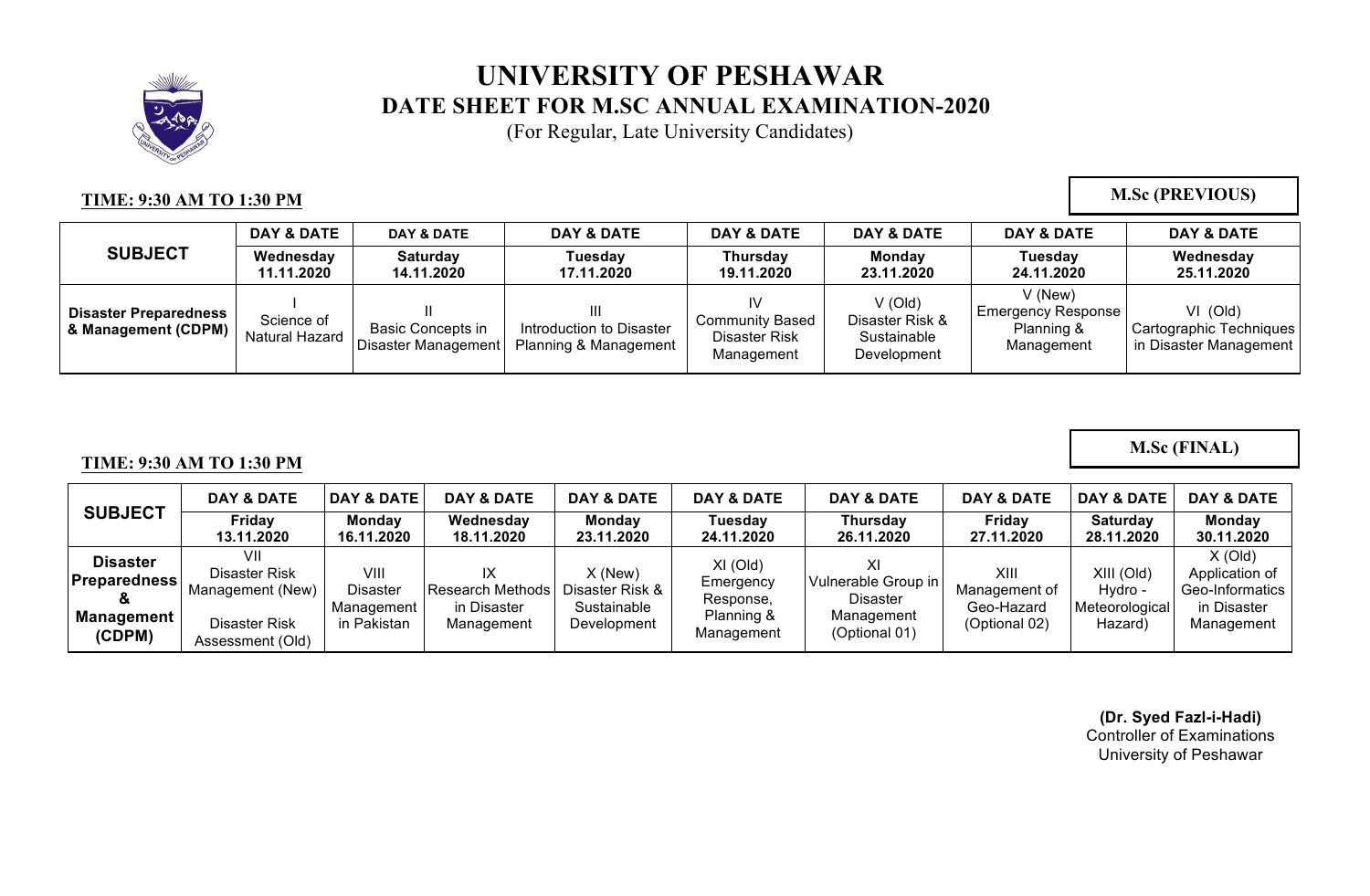# UNIVERSITY OF PESHAWAR

## DATE SHEET FOR M.SC ANNUAL EXAMINATION-2020

(For Regular, Late University Candidates)

**TIME: 9:30 AM TO 1:30 PM**

**M.Sc (PREVIOUS)**

| SUBJECT | DAY & DATE | DAY & DATE | DAY & DATE | DAY & DATE | DAY & DATE | DAY & DATE | DAY & DATE |
|---|---|---|---|---|---|---|---|
| | **Wednesday 11.11.2020** | **Saturday 14.11.2020** | **Tuesday 17.11.2020** | **Thursday 19.11.2020** | **Monday 23.11.2020** | **Tuesday 24.11.2020** | **Wednesday 25.11.2020** |
| **Disaster Preparedness & Management (CDPM)** | I Science of Natural Hazard | II Basic Concepts in Disaster Management | III Introduction to Disaster Planning & Management | IV Community Based Disaster Risk Management | V (Old) Disaster Risk & Sustainable Development | V (New) Emergency Response Planning & Management | VI (Old) Cartographic Techniques in Disaster Management |

**TIME: 9:30 AM TO 1:30 PM**

**M.Sc (FINAL)**

| SUBJECT | DAY & DATE | DAY & DATE | DAY & DATE | DAY & DATE | DAY & DATE | DAY & DATE | DAY & DATE | DAY & DATE | DAY & DATE |
|---|---|---|---|---|---|---|---|---|---|
| | **Friday 13.11.2020** | **Monday 16.11.2020** | **Wednesday 18.11.2020** | **Monday 23.11.2020** | **Tuesday 24.11.2020** | **Thursday 26.11.2020** | **Friday 27.11.2020** | **Saturday 28.11.2020** | **Monday 30.11.2020** |
| **Disaster Preparedness & Management (CDPM)** | VII Disaster Risk Management (New) Disaster Risk Assessment (Old) | VIII Disaster Management in Pakistan | IX Research Methods in Disaster Management | X (New) Disaster Risk & Sustainable Development | XI (Old) Emergency Response, Planning & Management | XI Vulnerable Group in Disaster Management (Optional 01) | XIII Management of Geo-Hazard (Optional 02) | XIII (Old) Hydro - Meteorological Hazard) | X (Old) Application of Geo-Informatics in Disaster Management |

**(Dr. Syed Fazl-i-Hadi)**
Controller of Examinations
University of Peshawar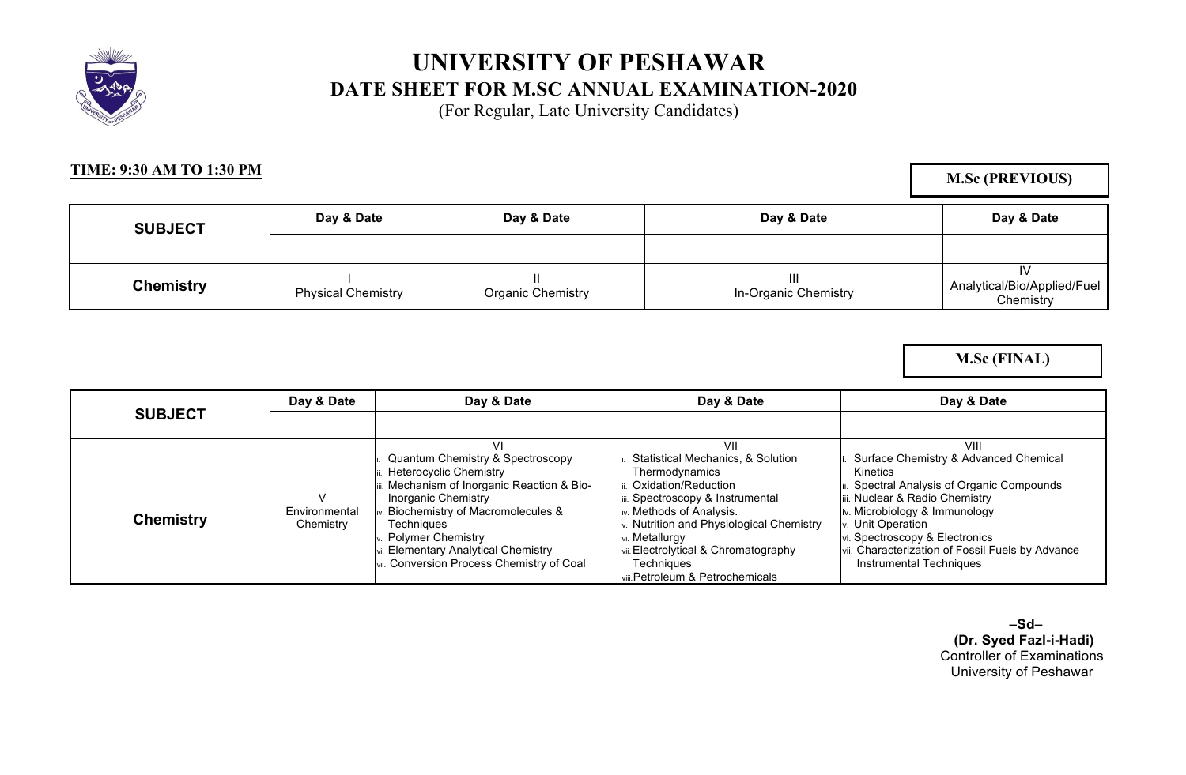# UNIVERSITY OF PESHAWAR

## DATE SHEET FOR M.SC ANNUAL EXAMINATION-2020

(For Regular, Late University Candidates)

**TIME: 9:30 AM TO 1:30 PM**

**M.Sc (PREVIOUS)**

| SUBJECT | Day & Date | Day & Date | Day & Date | Day & Date |
|---|---|---|---|---|
| | | | | |
| **Chemistry** | I<br>Physical Chemistry | II<br>Organic Chemistry | III<br>In-Organic Chemistry | IV<br>Analytical/Bio/Applied/Fuel Chemistry |

**M.Sc (FINAL)**

| SUBJECT | Day & Date | Day & Date | Day & Date | Day & Date |
|---|---|---|---|---|
| | | | | |
| **Chemistry** | V<br>Environmental Chemistry | VI<br>i. Quantum Chemistry & Spectroscopy<br>ii. Heterocyclic Chemistry<br>iii. Mechanism of Inorganic Reaction & Bio-Inorganic Chemistry<br>iv. Biochemistry of Macromolecules & Techniques<br>v. Polymer Chemistry<br>vi. Elementary Analytical Chemistry<br>vii. Conversion Process Chemistry of Coal | VII<br>i. Statistical Mechanics, & Solution Thermodynamics<br>ii. Oxidation/Reduction<br>iii. Spectroscopy & Instrumental<br>iv. Methods of Analysis.<br>v. Nutrition and Physiological Chemistry<br>vi. Metallurgy<br>vii. Electrolytical & Chromatography Techniques<br>viii. Petroleum & Petrochemicals | VIII<br>i. Surface Chemistry & Advanced Chemical Kinetics<br>ii. Spectral Analysis of Organic Compounds<br>iii. Nuclear & Radio Chemistry<br>iv. Microbiology & Immunology<br>v. Unit Operation<br>vi. Spectroscopy & Electronics<br>vii. Characterization of Fossil Fuels by Advance Instrumental Techniques |

**–Sd–**
**(Dr. Syed Fazl-i-Hadi)**
Controller of Examinations
University of Peshawar